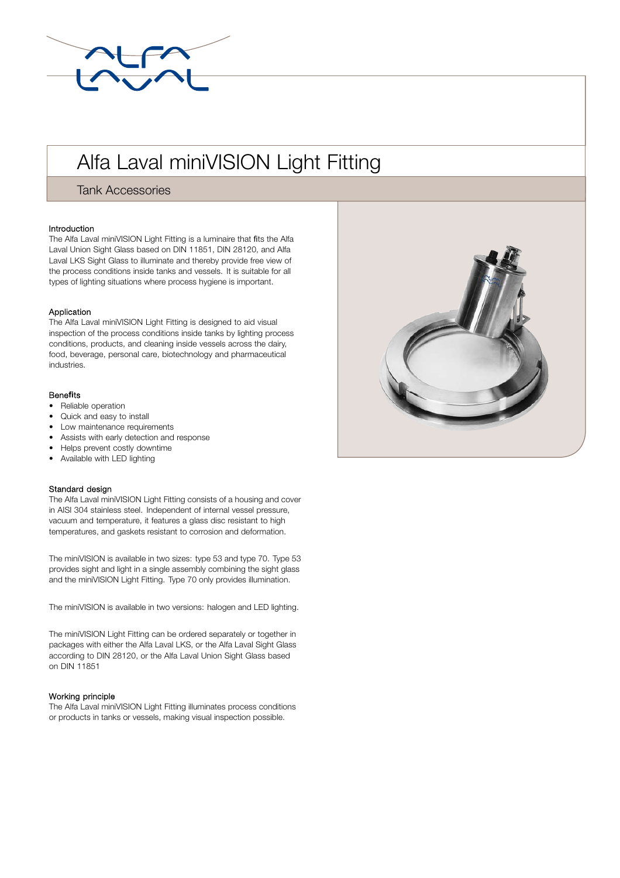# Alfa Laval miniVISION Light Fitting

## Tank Accessories

### Introduction

The Alfa Laval miniVISION Light Fitting is a luminaire that fits the Alfa Laval Union Sight Glass based on DIN 11851, DIN 28120, and Alfa Laval LKS Sight Glass to illuminate and thereby provide free view of the process conditions inside tanks and vessels. It is suitable for all types of lighting situations where process hygiene is important.

### Application

The Alfa Laval miniVISION Light Fitting is designed to aid visual inspection of the process conditions inside tanks by lighting process conditions, products, and cleaning inside vessels across the dairy, food, beverage, personal care, biotechnology and pharmaceutical industries.

### Benefits

- Reliable operation
- Quick and easy to install
- Low maintenance requirements
- Assists with early detection and response
- Helps prevent costly downtime
- Available with LED lighting

### Standard design

The Alfa Laval miniVISION Light Fitting consists of a housing and cover in AISI 304 stainless steel. Independent of internal vessel pressure, vacuum and temperature, it features a glass disc resistant to high temperatures, and gaskets resistant to corrosion and deformation.

The miniVISION is available in two sizes: type 53 and type 70. Type 53 provides sight and light in a single assembly combining the sight glass and the miniVISION Light Fitting. Type 70 only provides illumination.

The miniVISION is available in two versions: halogen and LED lighting.

The miniVISION Light Fitting can be ordered separately or together in packages with either the Alfa Laval LKS, or the Alfa Laval Sight Glass according to DIN 28120, or the Alfa Laval Union Sight Glass based on DIN 11851

### Working principle

The Alfa Laval miniVISION Light Fitting illuminates process conditions or products in tanks or vessels, making visual inspection possible.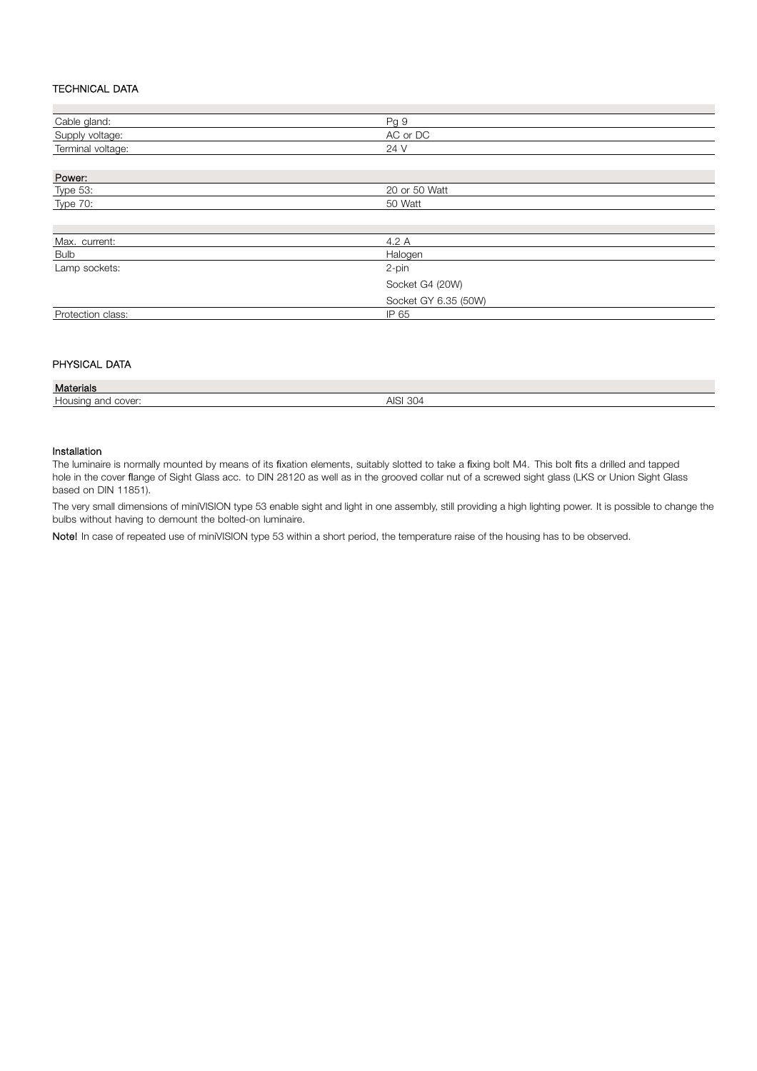## TECHNICAL DATA

| | |
|---|---|
| Cable gland: | Pg 9 |
| Supply voltage: | AC or DC |
| Terminal voltage: | 24 V |
| **Power:** | |
| Type 53: | 20 or 50 Watt |
| Type 70: | 50 Watt |
| | |
| Max. current: | 4.2 A |
| Bulb | Halogen |
| Lamp sockets: | 2-pin |
| | Socket G4 (20W) |
| | Socket GY 6.35 (50W) |
| Protection class: | IP 65 |

## PHYSICAL DATA

| **Materials** | |
|---|---|
| Housing and cover: | AISI 304 |

### Installation

The luminaire is normally mounted by means of its fixation elements, suitably slotted to take a fixing bolt M4. This bolt fits a drilled and tapped hole in the cover flange of Sight Glass acc. to DIN 28120 as well as in the grooved collar nut of a screwed sight glass (LKS or Union Sight Glass based on DIN 11851).

The very small dimensions of miniVISION type 53 enable sight and light in one assembly, still providing a high lighting power. It is possible to change the bulbs without having to demount the bolted-on luminaire.

**Note!** In case of repeated use of miniVISION type 53 within a short period, the temperature raise of the housing has to be observed.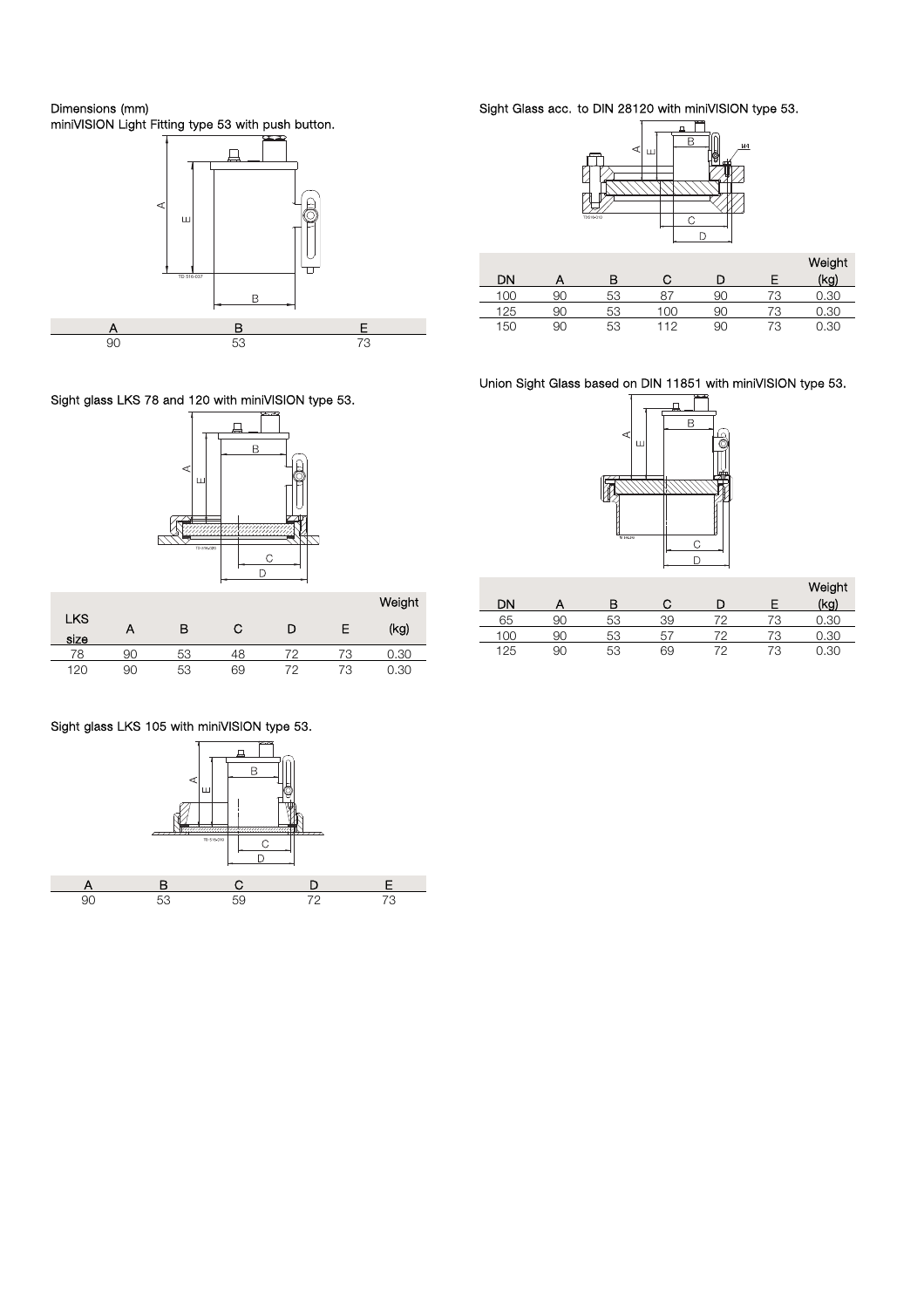Dimensions (mm)

miniVISION Light Fitting type 53 with push button.

| A | B | E |
|---|---|---|
| 90 | 53 | 73 |

Sight glass LKS 78 and 120 with miniVISION type 53.

| LKS size | A | B | C | D | E | Weight (kg) |
|---|---|---|---|---|---|---|
| 78 | 90 | 53 | 48 | 72 | 73 | 0.30 |
| 120 | 90 | 53 | 69 | 72 | 73 | 0.30 |

Sight glass LKS 105 with miniVISION type 53.

| A | B | C | D | E |
|---|---|---|---|---|
| 90 | 53 | 59 | 72 | 73 |

Sight Glass acc. to DIN 28120 with miniVISION type 53.

| DN | A | B | C | D | E | Weight (kg) |
|---|---|---|---|---|---|---|
| 100 | 90 | 53 | 87 | 90 | 73 | 0.30 |
| 125 | 90 | 53 | 100 | 90 | 73 | 0.30 |
| 150 | 90 | 53 | 112 | 90 | 73 | 0.30 |

Union Sight Glass based on DIN 11851 with miniVISION type 53.

| DN | A | B | C | D | E | Weight (kg) |
|---|---|---|---|---|---|---|
| 65 | 90 | 53 | 39 | 72 | 73 | 0.30 |
| 100 | 90 | 53 | 57 | 72 | 73 | 0.30 |
| 125 | 90 | 53 | 69 | 72 | 73 | 0.30 |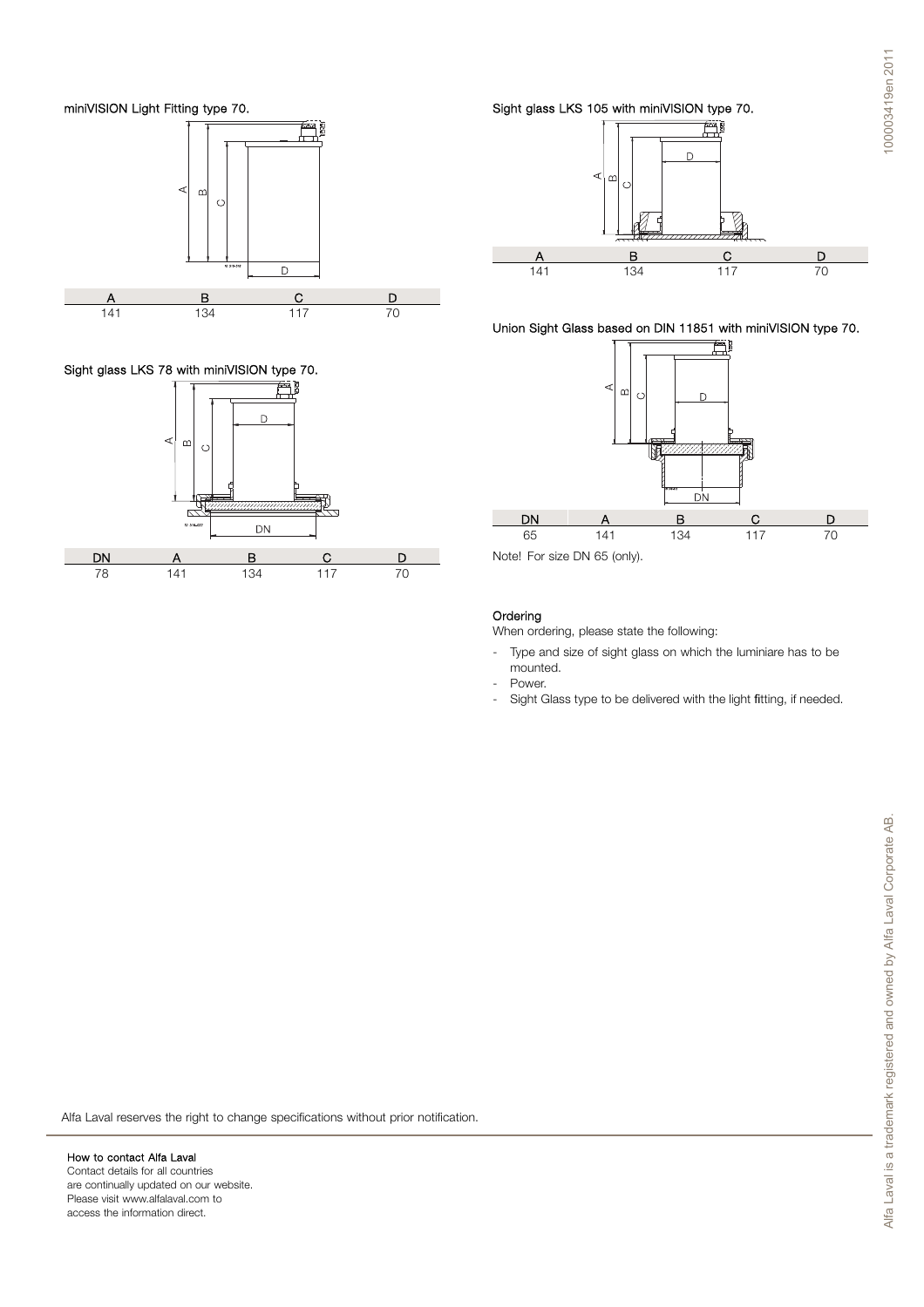### miniVISION Light Fitting type 70.

| A | B | C | D |
|---|---|---|---|
| 141 | 134 | 117 | 70 |

### Sight glass LKS 78 with miniVISION type 70.

| DN | A | B | C | D |
|---|---|---|---|---|
| 78 | 141 | 134 | 117 | 70 |

### Sight glass LKS 105 with miniVISION type 70.

| A | B | C | D |
|---|---|---|---|
| 141 | 134 | 117 | 70 |

### Union Sight Glass based on DIN 11851 with miniVISION type 70.

| DN | A | B | C | D |
|---|---|---|---|---|
| 65 | 141 | 134 | 117 | 70 |

Note! For size DN 65 (only).

### Ordering

When ordering, please state the following:

- Type and size of sight glass on which the luminiare has to be mounted.
- Power.
- Sight Glass type to be delivered with the light fitting, if needed.

Alfa Laval reserves the right to change specifications without prior notification.

**How to contact Alfa Laval**
Contact details for all countries are continually updated on our website. Please visit www.alfalaval.com to access the information direct.

Alfa Laval is a trademark registered and owned by Alfa Laval Corporate AB.

100003419en 2011